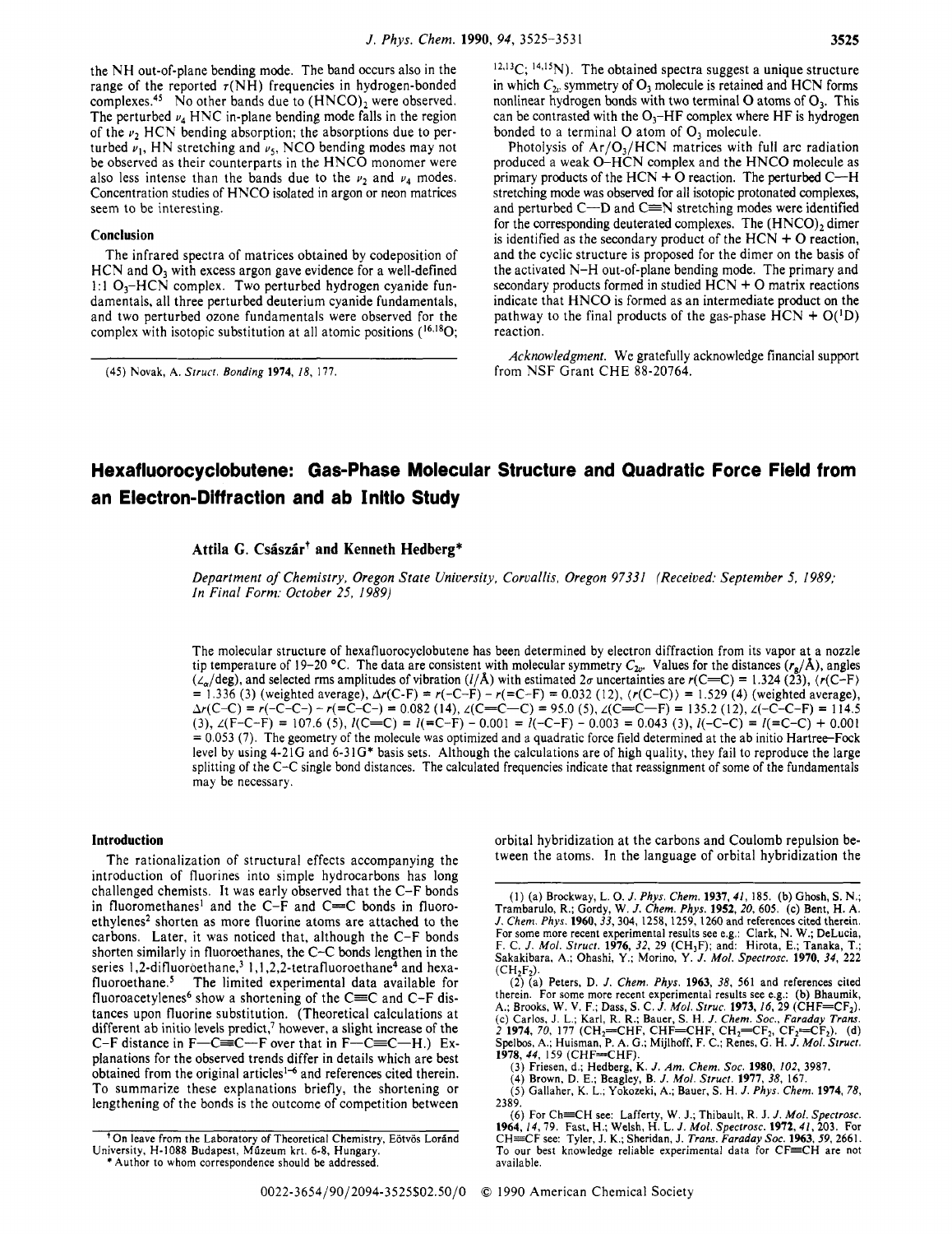the NH out-of-plane bending mode. The band occurs also in the range of the reported $\tau$(NH) frequencies in hydrogen-bonded complexes.[45] No other bands due to $(HNCO)_2$ were observed. The perturbed $\nu_4$ HNC in-plane bending mode falls in the region of the $\nu_2$ HCN bending absorption; the absorptions due to perturbed $\nu_1$, HN stretching and $\nu_5$, NCO bending modes may not be observed as their counterparts in the HNCO monomer were also less intense than the bands due to the $\nu_2$ and $\nu_4$ modes. Concentration studies of HNCO isolated in argon or neon matrices seem to be interesting.

## Conclusion

The infrared spectra of matrices obtained by codeposition of HCN and $O_3$ with excess argon gave evidence for a well-defined 1:1 $O_3$–HCN complex. Two perturbed hydrogen cyanide fundamentals, all three perturbed deuterium cyanide fundamentals, and two perturbed ozone fundamentals were observed for the complex with isotopic substitution at all atomic positions ($^{16,18}$O; $^{12,13}$C; $^{14,15}$N). The obtained spectra suggest a unique structure in which $C_{2v}$ symmetry of $O_3$ molecule is retained and HCN forms nonlinear hydrogen bonds with two terminal O atoms of $O_3$. This can be contrasted with the $O_3$–HF complex where HF is hydrogen bonded to a terminal O atom of $O_3$ molecule.

Photolysis of Ar/$O_3$/HCN matrices with full arc radiation produced a weak O–HCN complex and the HNCO molecule as primary products of the HCN + O reaction. The perturbed C—H stretching mode was observed for all isotopic protonated complexes, and perturbed C—D and C≡N stretching modes were identified for the corresponding deuterated complexes. The $(HNCO)_2$ dimer is identified as the secondary product of the HCN + O reaction, and the cyclic structure is proposed for the dimer on the basis of the activated N–H out-of-plane bending mode. The primary and secondary products formed in studied HCN + O matrix reactions indicate that HNCO is formed as an intermediate product on the pathway to the final products of the gas-phase HCN + O($^1$D) reaction.

*Acknowledgment.* We gratefully acknowledge financial support from NSF Grant CHE 88-20764.

(45) Novak, A. *Struct. Bonding* **1974**, *18*, 177.

# Hexafluorocyclobutene: Gas-Phase Molecular Structure and Quadratic Force Field from an Electron-Diffraction and ab Initio Study

**Attila G. Császár[†] and Kenneth Hedberg***

*Department of Chemistry, Oregon State University, Corvallis, Oregon 97331 (Received: September 5, 1989; In Final Form: October 25, 1989)*

The molecular structure of hexafluorocyclobutene has been determined by electron diffraction from its vapor at a nozzle tip temperature of 19–20 °C. The data are consistent with molecular symmetry $C_{2v}$. Values for the distances ($r_g$/Å), angles ($\angle_\alpha$/deg), and selected rms amplitudes of vibration ($l$/Å) with estimated 2$\sigma$ uncertainties are $r$(C=C) = 1.324 (23), $\langle r$(C–F)$\rangle$ = 1.336 (3) (weighted average), $\Delta r$(C–F) = $r$(–C–F) – $r$(=C–F) = 0.032 (12), $\langle r$(C–C)$\rangle$ = 1.529 (4) (weighted average), $\Delta r$(C–C) = $r$(–C–C–) – $r$(=C–C–) = 0.082 (14), $\angle$(C=C–C) = 95.0 (5), $\angle$(C=C–F) = 135.2 (12), $\angle$(–C–C–F) = 114.5 (3), $\angle$(F–C–F) = 107.6 (5), $l$(C=C) = $l$(=C–F) – 0.001 = $l$(–C–F) – 0.003 = 0.043 (3), $l$(–C–C) = $l$(=C–C) + 0.001 = 0.053 (7). The geometry of the molecule was optimized and a quadratic force field determined at the ab initio Hartree–Fock level by using 4-21G and 6-31G* basis sets. Although the calculations are of high quality, they fail to reproduce the large splitting of the C–C single bond distances. The calculated frequencies indicate that reassignment of some of the fundamentals may be necessary.

## Introduction

The rationalization of structural effects accompanying the introduction of fluorines into simple hydrocarbons has long challenged chemists. It was early observed that the C–F bonds in fluoromethanes[1] and the C–F and C=C bonds in fluoroethylenes[2] shorten as more fluorine atoms are attached to the carbons. Later, it was noticed that, although the C–F bonds shorten similarly in fluoroethanes, the C–C bonds lengthen in the series 1,2-difluoroethane,[3] 1,1,2,2-tetrafluoroethane[4] and hexafluoroethane.[5] The limited experimental data available for fluoroacetylenes[6] show a shortening of the C≡C and C–F distances upon fluorine substitution. (Theoretical calculations at different ab initio levels predict,[7] however, a slight increase of the C–F distance in F—C≡C—F over that in F—C≡C—H.) Explanations for the observed trends differ in details which are best obtained from the original articles[1–6] and references cited therein. To summarize these explanations briefly, the shortening or lengthening of the bonds is the outcome of competition between orbital hybridization at the carbons and Coulomb repulsion between the atoms. In the language of orbital hybridization the

[†] On leave from the Laboratory of Theoretical Chemistry, Eötvös Loránd University, H-1088 Budapest, Múzeum krt. 6-8, Hungary.
\* Author to whom correspondence should be addressed.

(1) (a) Brockway, L. O. *J. Phys. Chem.* **1937**, *41*, 185. (b) Ghosh, S. N.; Trambarulo, R.; Gordy, W. *J. Chem. Phys.* **1952**, *20*, 605. (c) Bent, H. A. *J. Chem. Phys.* **1960**, *33*, 304, 1258, 1259, 1260 and references cited therein. For some more recent experimental results see e.g.: Clark, N. W.; DeLucia, F. C. *J. Mol. Struct.* **1976**, *32*, 29 ($CH_3F$); and: Hirota, E.; Tanaka, T.; Sakakibara, A.; Ohashi, Y.; Morino, Y. *J. Mol. Spectrosc.* **1970**, *34*, 222 ($CH_2F_2$).
(2) (a) Peters, D. *J. Chem. Phys.* **1963**, *38*, 561 and references cited therein. For some more recent experimental results see e.g.: (b) Bhaumik, A.; Brooks, W. V. F.; Dass, S. C. *J. Mol. Struc.* **1973**, *16*, 29 (CHF=$CF_2$). (c) Carlos, J. L.; Karl, R. R.; Bauer, S. H. *J. Chem. Soc., Faraday Trans. 2* **1974**, *70*, 177 ($CH_2$=CHF, CHF=CHF, $CH_2$=$CF_2$, $CF_2$=$CF_2$). (d) Spelbos, A.; Huisman, P. A. G.; Mijlhoff, F. C.; Renes, G. H. *J. Mol. Struct.* **1978**, *44*, 159 (CHF=CHF).
(3) Friesen, d.; Hedberg, K. *J. Am. Chem. Soc.* **1980**, *102*, 3987.
(4) Brown, D. E.; Beagley, B. *J. Mol. Struct.* **1977**, *38*, 167.
(5) Gallaher, K. L.; Yokozeki, A.; Bauer, S. H. *J. Phys. Chem.* **1974**, *78*, 2389.
(6) For CH≡CH see: Lafferty, W. J.; Thibault, R. J. *J. Mol. Spectrosc.* **1964**, *14*, 79. Fast, H.; Welsh, H. L. *J. Mol. Spectrosc.* **1972**, *41*, 203. For CH≡CF see: Tyler, J. K.; Sheridan, J. *Trans. Faraday Soc.* **1963**, *59*, 2661. To our best knowledge reliable experimental data for CF≡CH are not available.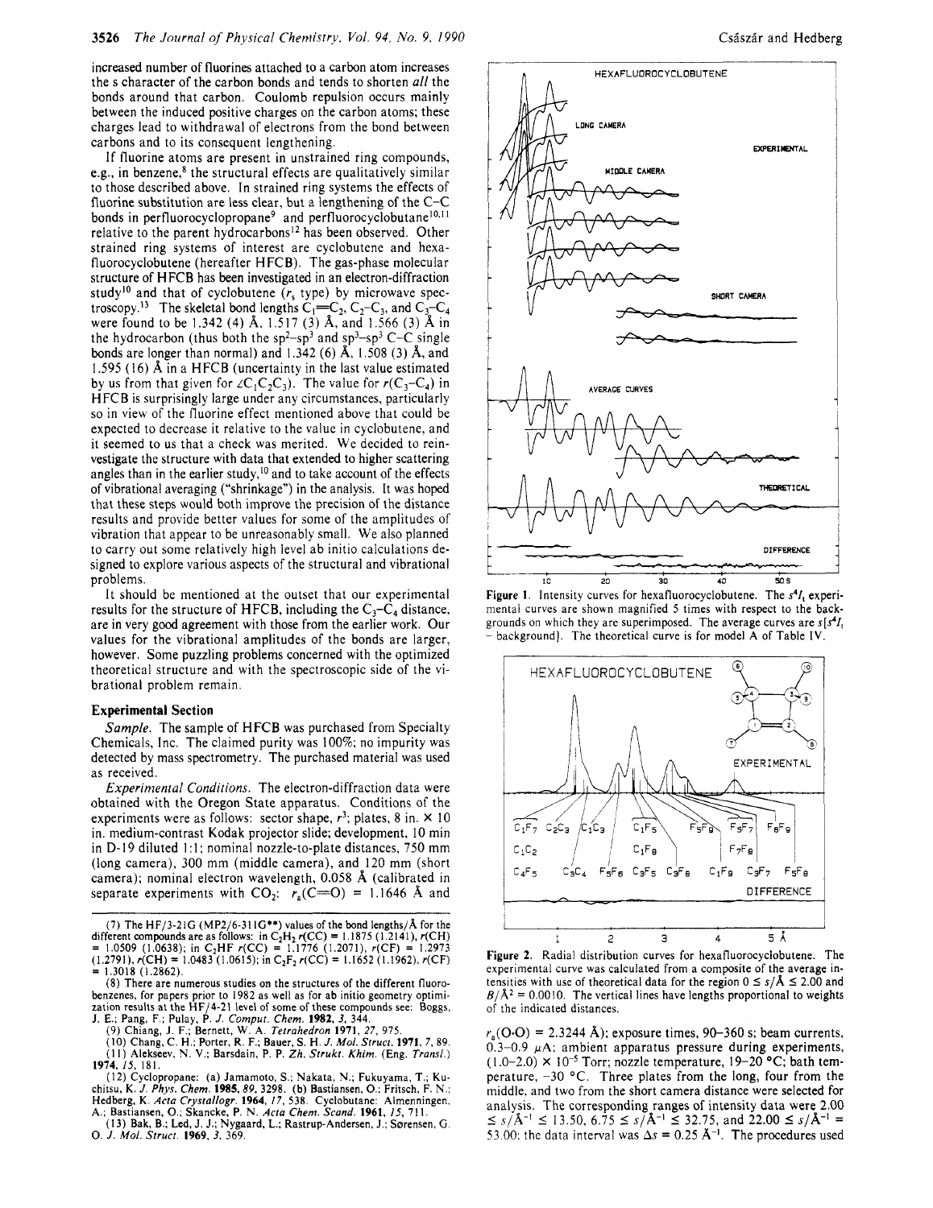increased number of fluorines attached to a carbon atom increases the s character of the carbon bonds and tends to shorten *all* the bonds around that carbon. Coulomb repulsion occurs mainly between the induced positive charges on the carbon atoms; these charges lead to withdrawal of electrons from the bond between carbons and to its consequent lengthening.

If fluorine atoms are present in unstrained ring compounds, e.g., in benzene,[8] the structural effects are qualitatively similar to those described above. In strained ring systems the effects of fluorine substitution are less clear, but a lengthening of the C–C bonds in perfluorocyclopropane[9] and perfluorocyclobutane[10,11] relative to the parent hydrocarbons[12] has been observed. Other strained ring systems of interest are cyclobutene and hexafluorocyclobutene (hereafter HFCB). The gas-phase molecular structure of HFCB has been investigated in an electron-diffraction study[10] and that of cyclobutene ($r_s$ type) by microwave spectroscopy.[13] The skeletal bond lengths $C_1{=}C_2$, $C_2$–$C_3$, and $C_3$–$C_4$ were found to be 1.342 (4) Å, 1.517 (3) Å, and 1.566 (3) Å in the hydrocarbon (thus both the sp$^2$–sp$^3$ and sp$^3$–sp$^3$ C–C single bonds are longer than normal) and 1.342 (6) Å, 1.508 (3) Å, and 1.595 (16) Å in a HFCB (uncertainty in the last value estimated by us from that given for $\angle C_1C_2C_3$). The value for $r(C_3$–$C_4)$ in HFCB is surprisingly large under any circumstances, particularly so in view of the fluorine effect mentioned above that could be expected to decrease it relative to the value in cyclobutene, and it seemed to us that a check was merited. We decided to reinvestigate the structure with data that extended to higher scattering angles than in the earlier study,[10] and to take account of the effects of vibrational averaging ("shrinkage") in the analysis. It was hoped that these steps would both improve the precision of the distance results and provide better values for some of the amplitudes of vibration that appear to be unreasonably small. We also planned to carry out some relatively high level ab initio calculations designed to explore various aspects of the structural and vibrational problems.

It should be mentioned at the outset that our experimental results for the structure of HFCB, including the $C_3$–$C_4$ distance, are in very good agreement with those from the earlier work. Our values for the vibrational amplitudes of the bonds are larger, however. Some puzzling problems concerned with the optimized theoretical structure and with the spectroscopic side of the vibrational problem remain.

## Experimental Section

*Sample.* The sample of HFCB was purchased from Specialty Chemicals, Inc. The claimed purity was 100%; no impurity was detected by mass spectrometry. The purchased material was used as received.

*Experimental Conditions.* The electron-diffraction data were obtained with the Oregon State apparatus. Conditions of the experiments were as follows: sector shape, $r^3$; plates, 8 in. × 10 in. medium-contrast Kodak projector slide; development, 10 min in D-19 diluted 1:1; nominal nozzle-to-plate distances, 750 mm (long camera), 300 mm (middle camera), and 120 mm (short camera); nominal electron wavelength, 0.058 Å (calibrated in separate experiments with $CO_2$: $r_a(C{=}O)$ = 1.1646 Å and $r_a(O{\cdot}O)$ = 2.3244 Å); exposure times, 90–360 s; beam currents, 0.3–0.9 μA; ambient apparatus pressure during experiments, (1.0–2.0) × $10^{-5}$ Torr; nozzle temperature, 19–20 °C; bath temperature, −30 °C. Three plates from the long, four from the middle, and two from the short camera distance were selected for analysis. The corresponding ranges of intensity data were 2.00 ≤ $s$/Å$^{-1}$ ≤ 13.50, 6.75 ≤ $s$/Å$^{-1}$ ≤ 32.75, and 22.00 ≤ $s$/Å$^{-1}$ = 53.00; the data interval was $\Delta s$ = 0.25 Å$^{-1}$. The procedures used

**Figure 1.** Intensity curves for hexafluorocyclobutene. The $s^4I_t$ experimental curves are shown magnified 5 times with respect to the backgrounds on which they are superimposed. The average curves are $s[s^4I_t$ − background]. The theoretical curve is for model A of Table IV.

**Figure 2.** Radial distribution curves for hexafluorocyclobutene. The experimental curve was calculated from a composite of the average intensities with use of theoretical data for the region 0 ≤ $s$/Å ≤ 2.00 and $B$/Å$^2$ = 0.0010. The vertical lines have lengths proportional to weights of the indicated distances.

(7) The HF/3-21G (MP2/6-311G**) values of the bond lengths/Å for the different compounds are as follows: in $C_2H_2$ $r$(CC) = 1.1875 (1.2141), $r$(CH) = 1.0509 (1.0638); in $C_2HF$ $r$(CC) = 1.1776 (1.2071), $r$(CF) = 1.2973 (1.2791), $r$(CH) = 1.0483 (1.0615); in $C_2F_2$ $r$(CC) = 1.1652 (1.1962), $r$(CF) = 1.3018 (1.2862).

(8) There are numerous studies on the structures of the different fluorobenzenes, for papers prior to 1982 as well as for ab initio geometry optimization results at the HF/4-21 level of some of these compounds see: Boggs, J. E.; Pang, F.; Pulay, P. *J. Comput. Chem.* **1982**, *3*, 344.

(9) Chiang, J. F.; Bernett, W. A. *Tetrahedron* **1971**, *27*, 975.

(10) Chang, C. H.; Porter, R. F.; Bauer, S. H. *J. Mol. Struct.* **1971**, *7*, 89.

(11) Alekseev, N. V.; Barsdain, P. P. *Zh. Strukt. Khim.* (Eng. *Transl.*) **1974**, *15*, 181.

(12) Cyclopropane: (a) Jamamoto, S.; Nakata, N.; Fukuyama, T.; Kuchitsu, K. *J. Phys. Chem.* **1985**, *89*, 3298. (b) Bastiansen, O.; Fritsch, F. N.; Hedberg, K. *Acta Crystallogr.* **1964**, *17*, 538. Cyclobutane: Almenningen, A.; Bastiansen, O.; Skancke, P. N. *Acta Chem. Scand.* **1961**, *15*, 711.

(13) Bak, B.; Led, J. J.; Nygaard, L.; Rastrup-Andersen, J.; Sørensen, G. O. *J. Mol. Struct.* **1969**, *3*, 369.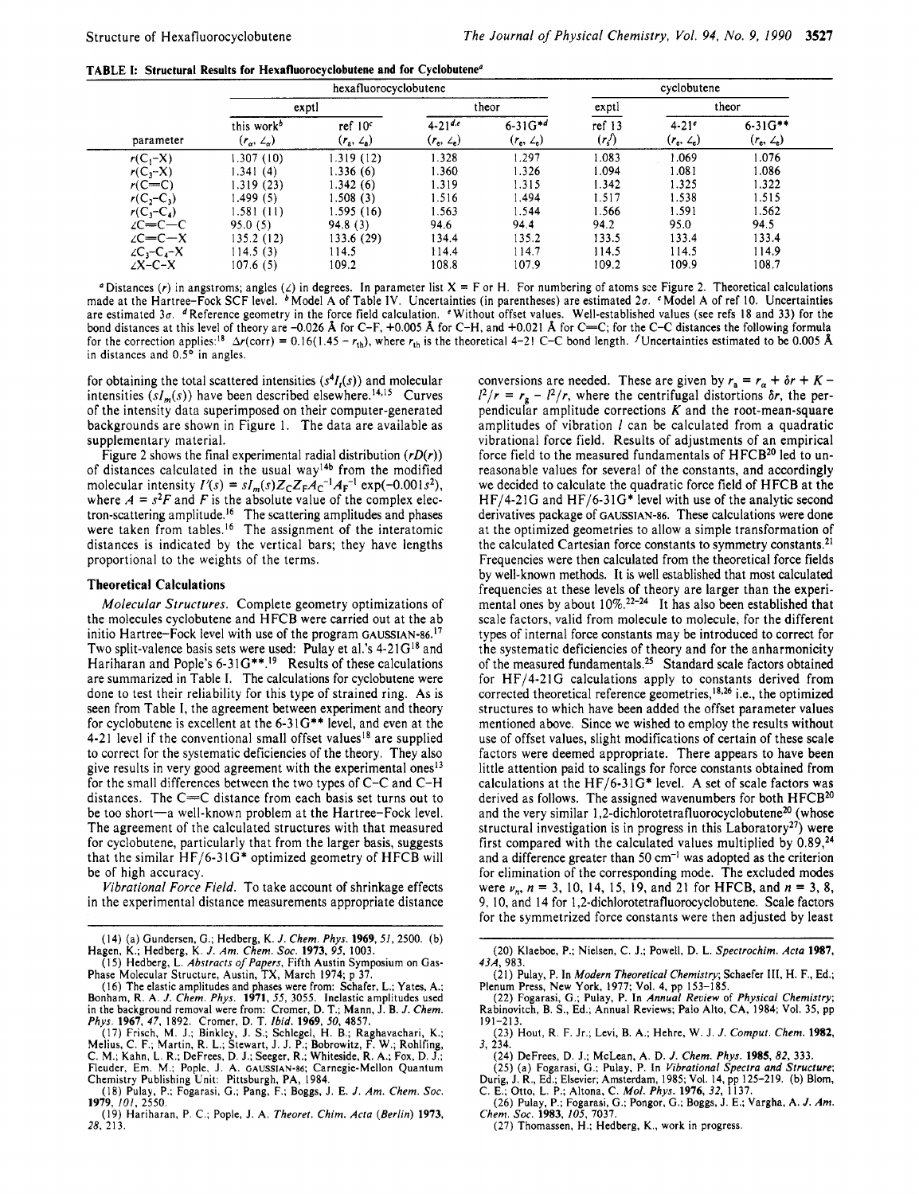**TABLE I: Structural Results for Hexafluorocyclobutene and for Cyclobutene**[a]

| | hexafluorocyclobutene | | | | cyclobutene | | |
|---|---|---|---|---|---|---|---|
| | exptl | | theor | | exptl | theor | |
| parameter | this work[b] ($r_\alpha$, $\angle_\alpha$) | ref 10[c] ($r_a$, $\angle_a$) | 4-21[d,e] ($r_e$, $\angle_e$) | 6-31G*[d] ($r_e$, $\angle_e$) | ref 13 ($r_s$[f]) | 4-21[e] ($r_e$, $\angle_e$) | 6-31G** ($r_e$, $\angle_e$) |
| $r(C_1-X)$ | 1.307 (10) | 1.319 (12) | 1.328 | 1.297 | 1.083 | 1.069 | 1.076 |
| $r(C_3-X)$ | 1.341 (4) | 1.336 (6) | 1.360 | 1.326 | 1.094 | 1.081 | 1.086 |
| $r(C=C)$ | 1.319 (23) | 1.342 (6) | 1.319 | 1.315 | 1.342 | 1.325 | 1.322 |
| $r(C_2-C_3)$ | 1.499 (5) | 1.508 (3) | 1.516 | 1.494 | 1.517 | 1.538 | 1.515 |
| $r(C_3-C_4)$ | 1.581 (11) | 1.595 (16) | 1.563 | 1.544 | 1.566 | 1.591 | 1.562 |
| $\angle C=C-C$ | 95.0 (5) | 94.8 (3) | 94.6 | 94.4 | 94.2 | 95.0 | 94.5 |
| $\angle C=C-X$ | 135.2 (12) | 133.6 (29) | 134.4 | 135.2 | 133.5 | 133.4 | 133.4 |
| $\angle C_3-C_4-X$ | 114.5 (3) | 114.5 | 114.4 | 114.7 | 114.5 | 114.5 | 114.9 |
| $\angle X-C-X$ | 107.6 (5) | 109.2 | 108.8 | 107.9 | 109.2 | 109.9 | 108.7 |

[a] Distances ($r$) in angstroms; angles ($\angle$) in degrees. In parameter list X = F or H. For numbering of atoms see Figure 2. Theoretical calculations made at the Hartree–Fock SCF level. [b] Model A of Table IV. Uncertainties (in parentheses) are estimated $2\sigma$. [c] Model A of ref 10. Uncertainties are estimated $3\sigma$. [d] Reference geometry in the force field calculation. [e] Without offset values. Well-established values (see refs 18 and 33) for the bond distances at this level of theory are −0.026 Å for C–F, +0.005 Å for C–H, and +0.021 Å for C=C; for the C–C distances the following formula for the correction applies:[18] $\Delta r(\text{corr}) = 0.16(1.45 - r_{th})$, where $r_{th}$ is the theoretical 4-21 C–C bond length. [f] Uncertainties estimated to be 0.005 Å in distances and 0.5° in angles.

for obtaining the total scattered intensities ($s^4I_t(s)$) and molecular intensities ($sI_m(s)$) have been described elsewhere.[14,15] Curves of the intensity data superimposed on their computer-generated backgrounds are shown in Figure 1. The data are available as supplementary material.

Figure 2 shows the final experimental radial distribution ($rD(r)$) of distances calculated in the usual way[14b] from the modified molecular intensity $I'(s) = sI_m(s)Z_CZ_FA_C^{-1}A_F^{-1}\exp(-0.001s^2)$, where $A = s^2F$ and $F$ is the absolute value of the complex electron-scattering amplitude.[16] The scattering amplitudes and phases were taken from tables.[16] The assignment of the interatomic distances is indicated by the vertical bars; they have lengths proportional to the weights of the terms.

## Theoretical Calculations

*Molecular Structures.* Complete geometry optimizations of the molecules cyclobutene and HFCB were carried out at the ab initio Hartree–Fock level with use of the program GAUSSIAN-86.[17] Two split-valence basis sets were used: Pulay et al.'s 4-21G[18] and Hariharan and Pople's 6-31G**.[19] Results of these calculations are summarized in Table I. The calculations for cyclobutene were done to test their reliability for this type of strained ring. As is seen from Table I, the agreement between experiment and theory for cyclobutene is excellent at the 6-31G** level, and even at the 4-21 level if the conventional small offset values[18] are supplied to correct for the systematic deficiencies of the theory. They also give results in very good agreement with the experimental ones[13] for the small differences between the two types of C–C and C–H distances. The C=C distance from each basis set turns out to be too short—a well-known problem at the Hartree–Fock level. The agreement of the calculated structures with that measured for cyclobutene, particularly that from the larger basis, suggests that the similar HF/6-31G* optimized geometry of HFCB will be of high accuracy.

*Vibrational Force Field.* To take account of shrinkage effects in the experimental distance measurements appropriate distance conversions are needed. These are given by $r_a = r_\alpha + \delta r + K - l^2/r = r_g - l^2/r$, where the centrifugal distortions $\delta r$, the perpendicular amplitude corrections $K$ and the root-mean-square amplitudes of vibration $l$ can be calculated from a quadratic vibrational force field. Results of adjustments of an empirical force field to the measured fundamentals of HFCB[20] led to unreasonable values for several of the constants, and accordingly we decided to calculate the quadratic force field of HFCB at the HF/4-21G and HF/6-31G* level with use of the analytic second derivatives package of GAUSSIAN-86. These calculations were done at the optimized geometries to allow a simple transformation of the calculated Cartesian force constants to symmetry constants.[21] Frequencies were then calculated from the theoretical force fields by well-known methods. It is well established that most calculated frequencies at these levels of theory are larger than the experimental ones by about 10%.[22-24] It has also been established that scale factors, valid from molecule to molecule, for the different types of internal force constants may be introduced to correct for the systematic deficiencies of theory and for the anharmonicity of the measured fundamentals.[25] Standard scale factors obtained for HF/4-21G calculations apply to constants derived from corrected theoretical reference geometries,[18,26] i.e., the optimized structures to which have been added the offset parameter values mentioned above. Since we wished to employ the results without use of offset values, slight modifications of certain of these scale factors were deemed appropriate. There appears to have been little attention paid to scalings for force constants obtained from calculations at the HF/6-31G* level. A set of scale factors was derived as follows. The assigned wavenumbers for both HFCB[20] and the very similar 1,2-dichlorotetrafluorocyclobutene[20] (whose structural investigation is in progress in this Laboratory[27]) were first compared with the calculated values multiplied by 0.89,[24] and a difference greater than 50 cm$^{-1}$ was adopted as the criterion for elimination of the corresponding mode. The excluded modes were $\nu_n$, $n$ = 3, 10, 14, 15, 19, and 21 for HFCB, and $n$ = 3, 8, 9, 10, and 14 for 1,2-dichlorotetrafluorocyclobutene. Scale factors for the symmetrized force constants were then adjusted by least

(14) (a) Gundersen, G.; Hedberg, K. *J. Chem. Phys.* **1969**, *51*, 2500. (b) Hagen, K.; Hedberg, K. *J. Am. Chem. Soc.* **1973**, *95*, 1003.

(15) Hedberg, L. *Abstracts of Papers*, Fifth Austin Symposium on Gas-Phase Molecular Structure, Austin, TX, March 1974; p 37.

(16) The elastic amplitudes and phases were from: Schafer, L.; Yates, A.; Bonham, R. A. *J. Chem. Phys.* **1971**, *55*, 3055. Inelastic amplitudes used in the background removal were from: Cromer, D. T.; Mann, J. B. *J. Chem. Phys.* **1967**, *47*, 1892. Cromer, D. T. *Ibid.* **1969**, *50*, 4857.

(17) Frisch, M. J.; Binkley, J. S.; Schlegel, H. B.; Raghavachari, K.; Melius, C. F.; Martin, R. L.; Stewart, J. J. P.; Bobrowitz, F. W.; Rohlfing, C. M.; Kahn, L. R.; DeFrees, D. J.; Seeger, R.; Whiteside, R. A.; Fox, D. J.; Fleuder, Em. M.; Pople, J. A. GAUSSIAN-86; Carnegie-Mellon Quantum Chemistry Publishing Unit: Pittsburgh, PA, 1984.

(18) Pulay, P.; Fogarasi, G.; Pang, F.; Boggs, J. E. *J. Am. Chem. Soc.* **1979**, *101*, 2550.

(19) Hariharan, P. C.; Pople, J. A. *Theoret. Chim. Acta (Berlin)* **1973**, *28*, 213.

(20) Klaeboe, P.; Nielsen, C. J.; Powell, D. L. *Spectrochim. Acta* **1987**, *43A*, 983.

(21) Pulay, P. In *Modern Theoretical Chemistry*; Schaefer III, H. F., Ed.; Plenum Press, New York, 1977; Vol. 4, pp 153–185.

(22) Fogarasi, G.; Pulay, P. In *Annual Review of Physical Chemistry*; Rabinovitch, B. S., Ed.; Annual Reviews; Palo Alto, CA, 1984; Vol. 35, pp 191–213.

(23) Hout, R. F. Jr.; Levi, B. A.; Hehre, W. J. *J. Comput. Chem.* **1982**, *3*, 234.

(24) DeFrees, D. J.; McLean, A. D. *J. Chem. Phys.* **1985**, *82*, 333.

(25) (a) Fogarasi, G.; Pulay, P. In *Vibrational Spectra and Structure*; Durig, J. R., Ed.; Elsevier; Amsterdam, 1985; Vol. 14, pp 125–219. (b) Blom, C. E.; Otto, L. P.; Altona, C. *Mol. Phys.* **1976**, *32*, 1137.

(26) Pulay, P.; Fogarasi, G.; Pongor, G.; Boggs, J. E.; Vargha, A. *J. Am. Chem. Soc.* **1983**, *105*, 7037.

(27) Thomassen, H.; Hedberg, K., work in progress.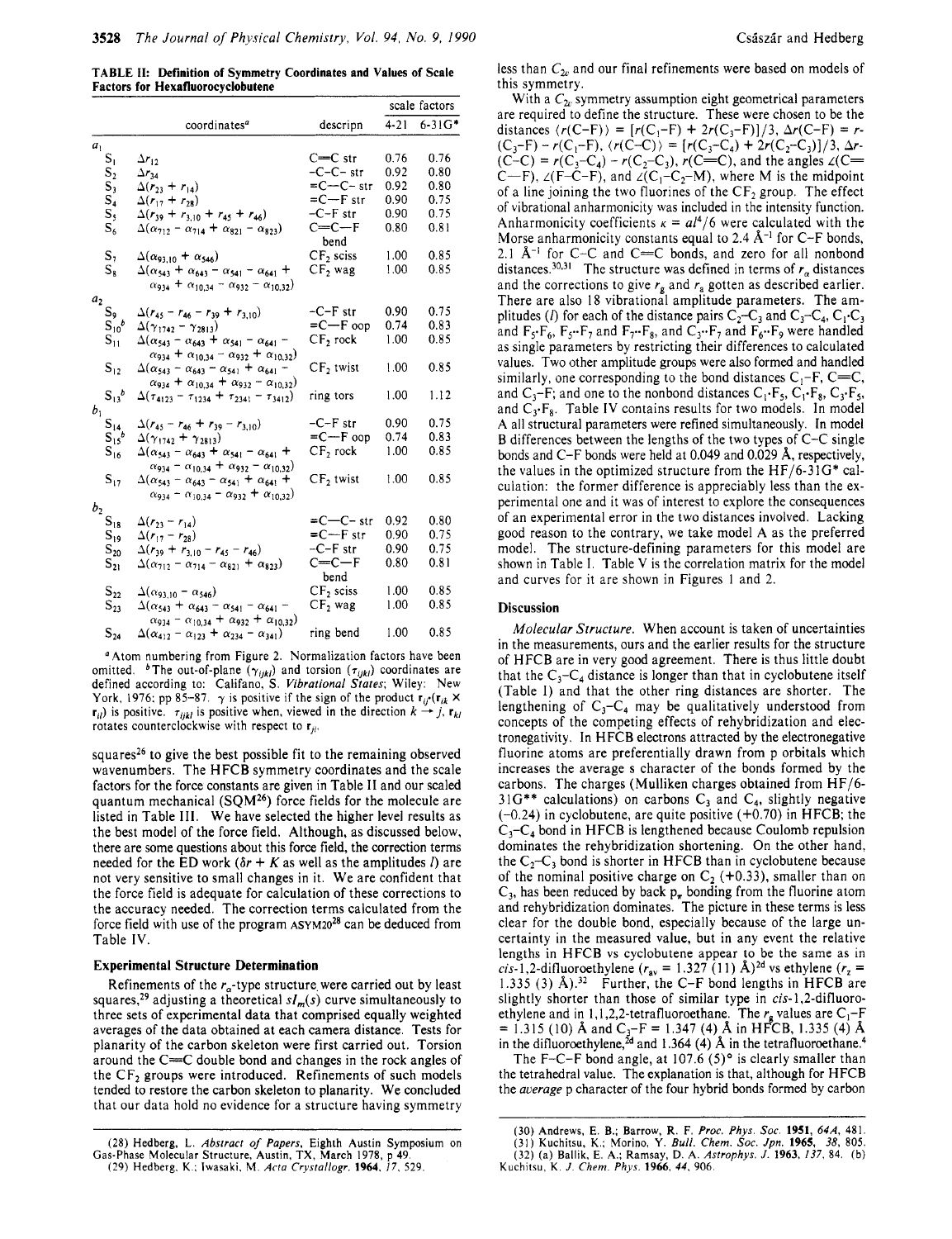**TABLE II: Definition of Symmetry Coordinates and Values of Scale Factors for Hexafluorocyclobutene**

| | coordinates[a] | descripn | scale factors 4-21 | 6-31G* |
|---|---|---|---|---|
| $a_1$ | | | | |
| $S_1$ | $\Delta r_{12}$ | C=C str | 0.76 | 0.76 |
| $S_2$ | $\Delta r_{34}$ | -C-C- str | 0.92 | 0.80 |
| $S_3$ | $\Delta(r_{23} + r_{14})$ | =C-C- str | 0.92 | 0.80 |
| $S_4$ | $\Delta(r_{17} + r_{28})$ | =C-F str | 0.90 | 0.75 |
| $S_5$ | $\Delta(r_{39} + r_{3,10} + r_{45} + r_{46})$ | -C-F str | 0.90 | 0.75 |
| $S_6$ | $\Delta(\alpha_{712} - \alpha_{714} + \alpha_{821} - \alpha_{823})$ | C=C-F bend | 0.80 | 0.81 |
| $S_7$ | $\Delta(\alpha_{93,10} + \alpha_{546})$ | $CF_2$ sciss | 1.00 | 0.85 |
| $S_8$ | $\Delta(\alpha_{543} + \alpha_{643} - \alpha_{541} - \alpha_{641} + \alpha_{934} + \alpha_{10,34} - \alpha_{932} - \alpha_{10,32})$ | $CF_2$ wag | 1.00 | 0.85 |
| $a_2$ | | | | |
| $S_9$ | $\Delta(r_{45} - r_{46} - r_{39} + r_{3,10})$ | -C-F str | 0.90 | 0.75 |
| $S_{10}$[b] | $\Delta(\gamma_{1742} - \gamma_{2813})$ | =C-F oop | 0.74 | 0.83 |
| $S_{11}$ | $\Delta(\alpha_{543} - \alpha_{643} + \alpha_{541} - \alpha_{641} - \alpha_{934} + \alpha_{10,34} - \alpha_{932} + \alpha_{10,32})$ | $CF_2$ rock | 1.00 | 0.85 |
| $S_{12}$ | $\Delta(\alpha_{543} - \alpha_{643} - \alpha_{541} + \alpha_{641} - \alpha_{934} + \alpha_{10,34} + \alpha_{932} - \alpha_{10,32})$ | $CF_2$ twist | 1.00 | 0.85 |
| $S_{13}$[b] | $\Delta(\tau_{4123} - \tau_{1234} + \tau_{2341} - \tau_{3412})$ | ring tors | 1.00 | 1.12 |
| $b_1$ | | | | |
| $S_{14}$ | $\Delta(r_{45} - r_{46} + r_{39} - r_{3,10})$ | -C-F str | 0.90 | 0.75 |
| $S_{15}$[b] | $\Delta(\gamma_{1742} + \gamma_{2813})$ | =C-F oop | 0.74 | 0.83 |
| $S_{16}$ | $\Delta(\alpha_{543} - \alpha_{643} + \alpha_{541} - \alpha_{641} + \alpha_{934} - \alpha_{10,34} + \alpha_{932} - \alpha_{10,32})$ | $CF_2$ rock | 1.00 | 0.85 |
| $S_{17}$ | $\Delta(\alpha_{543} - \alpha_{643} - \alpha_{541} + \alpha_{641} + \alpha_{934} - \alpha_{10,34} - \alpha_{932} + \alpha_{10,32})$ | $CF_2$ twist | 1.00 | 0.85 |
| $b_2$ | | | | |
| $S_{18}$ | $\Delta(r_{23} - r_{14})$ | =C-C- str | 0.92 | 0.80 |
| $S_{19}$ | $\Delta(r_{17} - r_{28})$ | =C-F str | 0.90 | 0.75 |
| $S_{20}$ | $\Delta(r_{39} + r_{3,10} - r_{45} - r_{46})$ | -C-F str | 0.90 | 0.75 |
| $S_{21}$ | $\Delta(\alpha_{712} - \alpha_{714} - \alpha_{821} + \alpha_{823})$ | C=C-F bend | 0.80 | 0.81 |
| $S_{22}$ | $\Delta(\alpha_{93,10} - \alpha_{546})$ | $CF_2$ sciss | 1.00 | 0.85 |
| $S_{23}$ | $\Delta(\alpha_{543} + \alpha_{643} - \alpha_{541} - \alpha_{641} - \alpha_{934} - \alpha_{10,34} + \alpha_{932} + \alpha_{10,32})$ | $CF_2$ wag | 1.00 | 0.85 |
| $S_{24}$ | $\Delta(\alpha_{412} - \alpha_{123} + \alpha_{234} - \alpha_{341})$ | ring bend | 1.00 | 0.85 |

[a] Atom numbering from Figure 2. Normalization factors have been omitted. [b] The out-of-plane ($\gamma_{ijkl}$) and torsion ($\tau_{ijkl}$) coordinates are defined according to: Califano, S. *Vibrational States*; Wiley: New York, 1976; pp 85–87. $\gamma$ is positive if the sign of the product $\mathbf{r}_{ij}\cdot(\mathbf{r}_{ik} \times \mathbf{r}_{il})$ is positive. $\tau_{ijkl}$ is positive when, viewed in the direction $k \rightarrow j$, $\mathbf{r}_{kl}$ rotates counterclockwise with respect to $\mathbf{r}_{ji}$.

squares[26] to give the best possible fit to the remaining observed wavenumbers. The HFCB symmetry coordinates and the scale factors for the force constants are given in Table II and our scaled quantum mechanical (SQM[26]) force fields for the molecule are listed in Table III. We have selected the higher level results as the best model of the force field. Although, as discussed below, there are some questions about this force field, the correction terms needed for the ED work ($\delta r + K$ as well as the amplitudes $l$) are not very sensitive to small changes in it. We are confident that the force field is adequate for calculation of these corrections to the accuracy needed. The correction terms calculated from the force field with use of the program ASYM20[28] can be deduced from Table IV.

## Experimental Structure Determination

Refinements of the $r_\alpha$-type structure were carried out by least squares,[29] adjusting a theoretical $sI_m(s)$ curve simultaneously to three sets of experimental data that comprised equally weighted averages of the data obtained at each camera distance. Tests for planarity of the carbon skeleton were first carried out. Torsion around the C=C double bond and changes in the rock angles of the $CF_2$ groups were introduced. Refinements of such models tended to restore the carbon skeleton to planarity. We concluded that our data hold no evidence for a structure having symmetry less than $C_{2v}$ and our final refinements were based on models of this symmetry.

With a $C_{2v}$ symmetry assumption eight geometrical parameters are required to define the structure. These were chosen to be the distances $\langle r(\text{C–F})\rangle = [r(\text{C}_1\text{–F}) + 2r(\text{C}_3\text{–F})]/3$, $\Delta r(\text{C–F}) = r(\text{C}_3\text{–F}) - r(\text{C}_1\text{–F})$, $\langle r(\text{C–C})\rangle = [r(\text{C}_3\text{–C}_4) + 2r(\text{C}_2\text{–C}_3)]/3$, $\Delta r(\text{C–C}) = r(\text{C}_3\text{–C}_4) - r(\text{C}_2\text{–C}_3)$, $r(\text{C=C})$, and the angles $\angle(\text{C=C–F})$, $\angle(\text{F–C–F})$, and $\angle(\text{C}_1\text{–C}_2\text{–M})$, where M is the midpoint of a line joining the two fluorines of the $CF_2$ group. The effect of vibrational anharmonicity was included in the intensity function. Anharmonicity coefficients $\kappa = al^4/6$ were calculated with the Morse anharmonicity constants equal to 2.4 Å$^{-1}$ for C–F bonds, 2.1 Å$^{-1}$ for C–C and C=C bonds, and zero for all nonbond distances.[30,31] The structure was defined in terms of $r_\alpha$ distances and the corrections to give $r_g$ and $r_a$ gotten as described earlier. There are also 18 vibrational amplitude parameters. The amplitudes ($l$) for each of the distance pairs $C_2$–$C_3$ and $C_3$–$C_4$, $C_1{\cdot}C_3$ and $F_5{\cdot}F_6$, $F_5{\cdots}F_7$ and $F_7{\cdots}F_8$, and $C_3{\cdots}F_7$ and $F_6{\cdots}F_9$ were handled as single parameters by restricting their differences to calculated values. Two other amplitude groups were also formed and handled similarly, one corresponding to the bond distances $C_1$–F, C=C, and $C_3$–F; and one to the nonbond distances $C_1{\cdot}F_5$, $C_1{\cdot}F_8$, $C_3{\cdot}F_5$, and $C_3{\cdot}F_8$. Table IV contains results for two models. In model A all structural parameters were refined simultaneously. In model B differences between the lengths of the two types of C–C single bonds and C–F bonds were held at 0.049 and 0.029 Å, respectively, the values in the optimized structure from the HF/6-31G* calculation: the former difference is appreciably less than the experimental one and it was of interest to explore the consequences of an experimental error in the two distances involved. Lacking good reason to the contrary, we take model A as the preferred model. The structure-defining parameters for this model are shown in Table I. Table V is the correlation matrix for the model and curves for it are shown in Figures 1 and 2.

## Discussion

*Molecular Structure.* When account is taken of uncertainties in the measurements, ours and the earlier results for the structure of HFCB are in very good agreement. There is thus little doubt that the $C_3$–$C_4$ distance is longer than that in cyclobutene itself (Table I) and that the other ring distances are shorter. The lengthening of $C_3$–$C_4$ may be qualitatively understood from concepts of the competing effects of rehybridization and electronegativity. In HFCB electrons attracted by the electronegative fluorine atoms are preferentially drawn from p orbitals which increases the average s character of the bonds formed by the carbons. The charges (Mulliken charges obtained from HF/6-31G** calculations) on carbons $C_3$ and $C_4$, slightly negative (−0.24) in cyclobutene, are quite positive (+0.70) in HFCB; the $C_3$–$C_4$ bond in HFCB is lengthened because Coulomb repulsion dominates the rehybridization shortening. On the other hand, the $C_2$–$C_3$ bond is shorter in HFCB than in cyclobutene because of the nominal positive charge on $C_2$ (+0.33), smaller than on $C_3$, has been reduced by back $p_\pi$ bonding from the fluorine atom and rehybridization dominates. The picture in these terms is less clear for the double bond, especially because of the large uncertainty in the measured value, but in any event the relative lengths in HFCB vs cyclobutene appear to be the same as in *cis*-1,2-difluoroethylene ($r_{av}$ = 1.327 (11) Å)[2d] vs ethylene ($r_z$ = 1.335 (3) Å).[32] Further, the C–F bond lengths in HFCB are slightly shorter than those of similar type in *cis*-1,2-difluoroethylene and in 1,1,2,2-tetrafluoroethane. The $r_g$ values are $C_1$–F = 1.315 (10) Å and $C_3$–F = 1.347 (4) Å in HFCB, 1.335 (4) Å in the difluoroethylene,[2d] and 1.364 (4) Å in the tetrafluoroethane.[4]

The F–C–F bond angle, at 107.6 (5)° is clearly smaller than the tetrahedral value. The explanation is that, although for HFCB the *average* p character of the four hybrid bonds formed by carbon

(28) Hedberg, L. *Abstract of Papers*, Eighth Austin Symposium on Gas-Phase Molecular Structure, Austin, TX, March 1978, p 49.
(29) Hedberg, K.; Iwasaki, M. *Acta Crystallogr.* **1964**, *17*, 529.
(30) Andrews, E. B.; Barrow, R. F. *Proc. Phys. Soc.* **1951**, *64A*, 481.
(31) Kuchitsu, K.; Morino, Y. *Bull. Chem. Soc. Jpn.* **1965**, *38*, 805.
(32) (a) Ballik, E. A.; Ramsay, D. A. *Astrophys. J.* **1963**, *137*, 84. (b) Kuchitsu, K. *J. Chem. Phys.* **1966**, *44*, 906.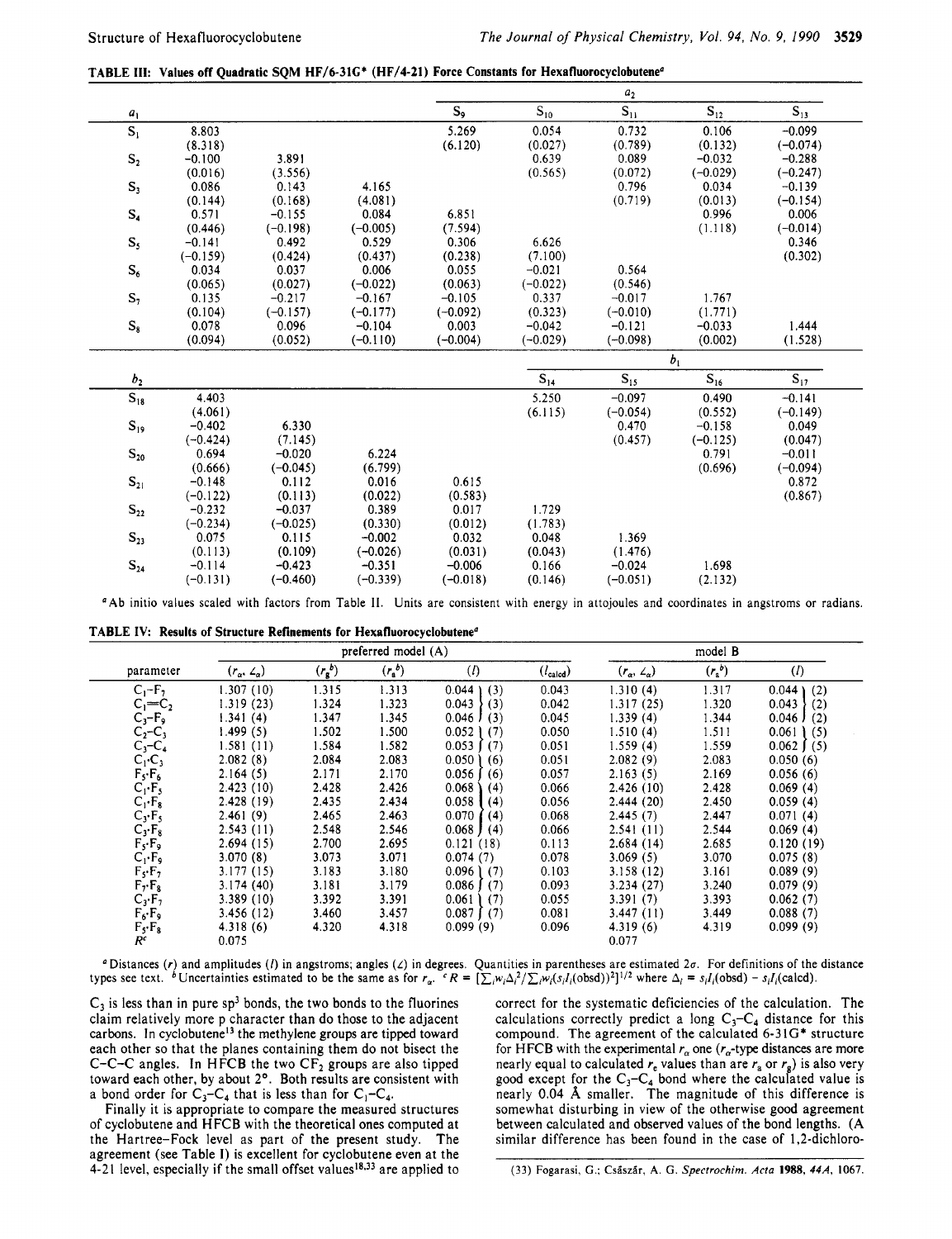**TABLE III: Values off Quadratic SQM HF/6-31G* (HF/4-21) Force Constants for Hexafluorocyclobutene[a]**

| $a_1$ | | | | $a_2$ | | | | |
|---|---|---|---|---|---|---|---|---|
| | | | | $S_9$ | $S_{10}$ | $S_{11}$ | $S_{12}$ | $S_{13}$ |
| $S_1$ | 8.803 (8.318) | | | 5.269 (6.120) | 0.054 (0.027) | 0.732 (0.789) | 0.106 (0.132) | −0.099 (−0.074) |
| $S_2$ | −0.100 (0.016) | 3.891 (3.556) | | | 0.639 (0.565) | 0.089 (0.072) | −0.032 (−0.029) | −0.288 (−0.247) |
| $S_3$ | 0.086 (0.144) | 0.143 (0.168) | 4.165 (4.081) | | | 0.796 (0.719) | 0.034 (0.013) | −0.139 (−0.154) |
| $S_4$ | 0.571 (0.446) | −0.155 (−0.198) | 0.084 (−0.005) | 6.851 (7.594) | | | 0.996 (1.118) | 0.006 (−0.014) |
| $S_5$ | −0.141 (−0.159) | 0.492 (0.424) | 0.529 (0.437) | 0.306 (0.238) | 6.626 (7.100) | | | 0.346 (0.302) |
| $S_6$ | 0.034 (0.065) | 0.037 (0.027) | 0.006 (−0.022) | 0.055 (0.063) | −0.021 (−0.022) | 0.564 (0.546) | | |
| $S_7$ | 0.135 (0.104) | −0.217 (−0.157) | −0.167 (−0.177) | −0.105 (−0.092) | 0.337 (0.323) | −0.017 (−0.010) | 1.767 (1.771) | |
| $S_8$ | 0.078 (0.094) | 0.096 (0.052) | −0.104 (−0.110) | 0.003 (−0.004) | −0.042 (−0.029) | −0.121 (−0.098) | −0.033 (0.002) | 1.444 (1.528) |

| $b_2$ | | | | | $b_1$ | | | |
|---|---|---|---|---|---|---|---|---|
| | | | | | $S_{14}$ | $S_{15}$ | $S_{16}$ | $S_{17}$ |
| $S_{18}$ | 4.403 (4.061) | | | | 5.250 (6.115) | −0.097 (−0.054) | 0.490 (0.552) | −0.141 (−0.149) |
| $S_{19}$ | −0.402 (−0.424) | 6.330 (7.145) | | | | 0.470 (0.457) | −0.158 (−0.125) | 0.049 (0.047) |
| $S_{20}$ | 0.694 (0.666) | −0.020 (−0.045) | 6.224 (6.799) | | | | 0.791 (0.696) | −0.011 (−0.094) |
| $S_{21}$ | −0.148 (−0.122) | 0.112 (0.113) | 0.016 (0.022) | 0.615 (0.583) | | | | 0.872 (0.867) |
| $S_{22}$ | −0.232 (−0.234) | −0.037 (−0.025) | 0.389 (0.330) | 0.017 (0.012) | 1.729 (1.783) | | | |
| $S_{23}$ | 0.075 (0.113) | 0.115 (0.109) | −0.002 (−0.026) | 0.032 (0.031) | 0.048 (0.043) | 1.369 (1.476) | | |
| $S_{24}$ | −0.114 (−0.131) | −0.423 (−0.460) | −0.351 (−0.339) | −0.006 (−0.018) | 0.166 (0.146) | −0.024 (−0.051) | 1.698 (2.132) | |

[a] Ab initio values scaled with factors from Table II. Units are consistent with energy in attojoules and coordinates in angstroms or radians.

**TABLE IV: Results of Structure Refinements for Hexafluorocyclobutene[a]**

| | preferred model (A) | | | | | model B | | |
|---|---|---|---|---|---|---|---|---|
| parameter | $\langle r_\alpha, \angle_\alpha\rangle$ | $\langle r_g{}^b\rangle$ | $\langle r_a{}^b\rangle$ | $\langle l\rangle$ | $\langle l_{calcd}\rangle$ | $\langle r_\alpha, \angle_\alpha\rangle$ | $\langle r_g{}^b\rangle$ | $\langle l\rangle$ |
| $C_1$–$F_7$ | 1.307 (10) | 1.315 | 1.313 | 0.044 (3) | 0.043 | 1.310 (4) | 1.317 | 0.044 (2) |
| $C_1$=$C_2$ | 1.319 (23) | 1.324 | 1.323 | 0.043 (3) | 0.042 | 1.317 (25) | 1.320 | 0.043 (2) |
| $C_3$–$F_9$ | 1.341 (4) | 1.347 | 1.345 | 0.046 (3) | 0.045 | 1.339 (4) | 1.344 | 0.046 (2) |
| $C_2$–$C_3$ | 1.499 (5) | 1.502 | 1.500 | 0.052 (7) | 0.050 | 1.510 (4) | 1.511 | 0.061 (5) |
| $C_3$–$C_4$ | 1.581 (11) | 1.584 | 1.582 | 0.053 (7) | 0.051 | 1.559 (4) | 1.559 | 0.062 (5) |
| $C_1$·$C_3$ | 2.082 (8) | 2.084 | 2.083 | 0.050 (6) | 0.051 | 2.082 (9) | 2.083 | 0.050 (6) |
| $F_5$·$F_6$ | 2.164 (5) | 2.171 | 2.170 | 0.056 (6) | 0.057 | 2.163 (5) | 2.169 | 0.056 (6) |
| $C_1$·$F_5$ | 2.423 (10) | 2.428 | 2.426 | 0.068 (4) | 0.066 | 2.426 (10) | 2.428 | 0.069 (4) |
| $C_1$·$F_8$ | 2.428 (19) | 2.435 | 2.434 | 0.058 (4) | 0.056 | 2.444 (20) | 2.450 | 0.059 (4) |
| $C_3$·$F_5$ | 2.461 (9) | 2.465 | 2.463 | 0.070 (4) | 0.068 | 2.445 (7) | 2.447 | 0.071 (4) |
| $C_3$·$F_8$ | 2.543 (11) | 2.548 | 2.546 | 0.068 (4) | 0.066 | 2.541 (11) | 2.544 | 0.069 (4) |
| $F_5$·$F_9$ | 2.694 (15) | 2.700 | 2.695 | 0.121 (18) | 0.113 | 2.684 (14) | 2.685 | 0.120 (19) |
| $C_1$·$F_9$ | 3.070 (8) | 3.073 | 3.071 | 0.074 (7) | 0.078 | 3.069 (5) | 3.070 | 0.075 (8) |
| $F_5$·$F_7$ | 3.177 (15) | 3.183 | 3.180 | 0.096 (7) | 0.103 | 3.158 (12) | 3.161 | 0.089 (9) |
| $F_7$·$F_8$ | 3.174 (40) | 3.181 | 3.179 | 0.086 (7) | 0.093 | 3.234 (27) | 3.240 | 0.079 (9) |
| $C_3$·$F_7$ | 3.389 (10) | 3.392 | 3.391 | 0.061 (7) | 0.055 | 3.391 (7) | 3.393 | 0.062 (7) |
| $F_6$·$F_9$ | 3.456 (12) | 3.460 | 3.457 | 0.087 (7) | 0.081 | 3.447 (11) | 3.449 | 0.088 (7) |
| $F_5$·$F_8$ | 4.318 (6) | 4.320 | 4.318 | 0.099 (9) | 0.096 | 4.319 (6) | 4.319 | 0.099 (9) |
| $R^c$ | 0.075 | | | | | 0.077 | | |

[a] Distances ($r$) and amplitudes ($l$) in angstroms; angles ($\angle$) in degrees. Quantities in parentheses are estimated $2\sigma$. For definitions of the distance types see text. [b] Uncertainties estimated to be the same as for $r_\alpha$. [c] $R = [\sum_i w_i \Delta_i^2 / \sum_i w_i (s_i I_i(\text{obsd}))^2]^{1/2}$ where $\Delta_i = s_i I_i(\text{obsd}) - s_i I_i(\text{calcd})$.

$C_3$ is less than in pure $sp^3$ bonds, the two bonds to the fluorines claim relatively more p character than do those to the adjacent carbons. In cyclobutene[13] the methylene groups are tipped toward each other so that the planes containing them do not bisect the C–C–C angles. In HFCB the two $CF_2$ groups are also tipped toward each other, by about 2°. Both results are consistent with a bond order for $C_3$–$C_4$ that is less than for $C_1$–$C_4$.

Finally it is appropriate to compare the measured structures of cyclobutene and HFCB with the theoretical ones computed at the Hartree–Fock level as part of the present study. The agreement (see Table I) is excellent for cyclobutene even at the 4-21 level, especially if the small offset values[18,33] are applied to correct for the systematic deficiencies of the calculation. The calculations correctly predict a long $C_3$–$C_4$ distance for this compound. The agreement of the calculated 6-31G* structure for HFCB with the experimental $r_\alpha$ one ($r_\alpha$-type distances are more nearly equal to calculated $r_e$ values than are $r_a$ or $r_g$) is also very good except for the $C_3$–$C_4$ bond where the calculated value is nearly 0.04 Å smaller. The magnitude of this difference is somewhat disturbing in view of the otherwise good agreement between calculated and observed values of the bond lengths. (A similar difference has been found in the case of 1,2-dichloro-

(33) Fogarasi, G.; Császár, A. G. *Spectrochim. Acta* **1988**, *44A*, 1067.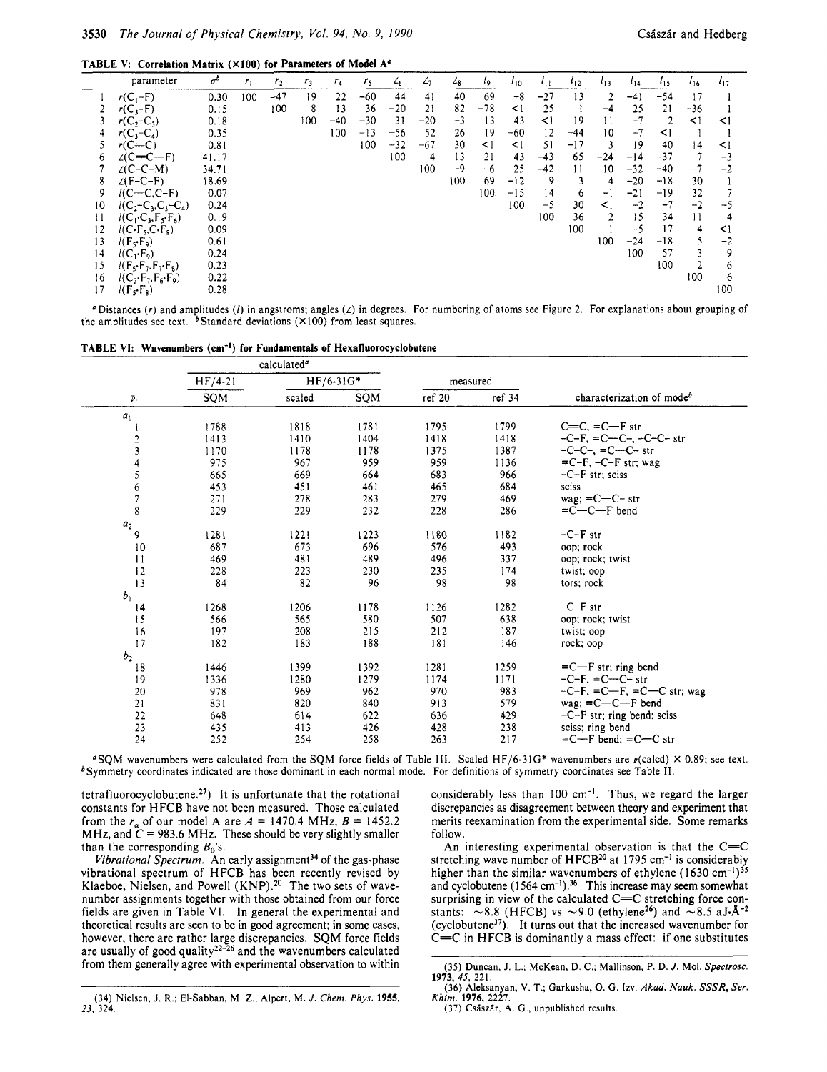**TABLE V: Correlation Matrix (×100) for Parameters of Model A**[a]

| | parameter | $\sigma$[b] | $r_1$ | $r_2$ | $r_3$ | $r_4$ | $r_5$ | $\angle_6$ | $\angle_7$ | $\angle_8$ | $l_9$ | $l_{10}$ | $l_{11}$ | $l_{12}$ | $l_{13}$ | $l_{14}$ | $l_{15}$ | $l_{16}$ | $l_{17}$ |
|---|---|---|---|---|---|---|---|---|---|---|---|---|---|---|---|---|---|---|---|
| 1 | $r(C_1–F)$ | 0.30 | 100 | −47 | 19 | 22 | −60 | 44 | 41 | 40 | 69 | −8 | −27 | 13 | 2 | −41 | −54 | 17 | 1 |
| 2 | $r(C_3–F)$ | 0.15 | | 100 | 8 | −13 | −36 | −20 | 21 | −82 | −78 | <1 | −25 | 1 | −4 | 25 | 21 | −36 | −1 |
| 3 | $r(C_2–C_3)$ | 0.18 | | | 100 | −40 | −30 | 31 | −20 | −3 | 13 | 43 | <1 | 19 | 11 | −7 | 2 | <1 | <1 |
| 4 | $r(C_3–C_4)$ | 0.35 | | | | 100 | −13 | −56 | 52 | 26 | 19 | −60 | 12 | −44 | 10 | −7 | <1 | 1 | 1 |
| 5 | $r(C{=}C)$ | 0.81 | | | | | 100 | −32 | −67 | 30 | <1 | <1 | 51 | −17 | 3 | 19 | 40 | 14 | <1 |
| 6 | $\angle(C{=}C–F)$ | 41.17 | | | | | | 100 | 4 | 13 | 21 | 43 | −43 | 65 | −24 | −14 | −37 | 7 | −3 |
| 7 | $\angle(C–C–M)$ | 34.71 | | | | | | | 100 | −9 | −6 | −25 | −42 | 11 | 10 | −32 | −40 | −7 | −2 |
| 8 | $\angle(F–C–F)$ | 18.69 | | | | | | | | 100 | 69 | −12 | 9 | 3 | 4 | −20 | −18 | 30 | 1 |
| 9 | $l(C{=}C,C–F)$ | 0.07 | | | | | | | | | 100 | −15 | 14 | 6 | −1 | −21 | −19 | 32 | 7 |
| 10 | $l(C_2–C_3,C_3–C_4)$ | 0.24 | | | | | | | | | | 100 | −5 | 30 | <1 | −2 | −7 | −2 | −5 |
| 11 | $l(C_1{\cdot}C_3,F_5{\cdot}F_6)$ | 0.19 | | | | | | | | | | | 100 | −36 | 2 | 15 | 34 | 11 | 4 |
| 12 | $l(C{\cdot}F_5,C{\cdot}F_8)$ | 0.09 | | | | | | | | | | | | 100 | −1 | −5 | −17 | 4 | <1 |
| 13 | $l(F_5{\cdot}F_9)$ | 0.61 | | | | | | | | | | | | | 100 | −24 | −18 | 5 | −2 |
| 14 | $l(C_1{\cdot}F_9)$ | 0.24 | | | | | | | | | | | | | | 100 | 57 | 3 | 9 |
| 15 | $l(F_5{\cdot}F_7,F_7{\cdot}F_8)$ | 0.23 | | | | | | | | | | | | | | | 100 | 2 | 6 |
| 16 | $l(C_3{\cdot}F_7,F_6{\cdot}F_9)$ | 0.22 | | | | | | | | | | | | | | | | 100 | 6 |
| 17 | $l(F_5{\cdot}F_8)$ | 0.28 | | | | | | | | | | | | | | | | | 100 |

[a] Distances ($r$) and amplitudes ($l$) in angstroms; angles ($\angle$) in degrees. For numbering of atoms see Figure 2. For explanations about grouping of the amplitudes see text. [b] Standard deviations (×100) from least squares.

**TABLE VI: Wavenumbers (cm$^{-1}$) for Fundamentals of Hexafluorocyclobutene**

| | calculated[a] | | | measured | | |
|---|---|---|---|---|---|---|
| | HF/4-21 | HF/6-31G* | | | | |
| $\tilde{\nu}_i$ | SQM | scaled | SQM | ref 20 | ref 34 | characterization of mode[b] |
| $a_1$ | | | | | | |
| 1 | 1788 | 1818 | 1781 | 1795 | 1799 | C=C, =C—F str |
| 2 | 1413 | 1410 | 1404 | 1418 | 1418 | -C-F, =C—C-, -C-C- str |
| 3 | 1170 | 1178 | 1178 | 1375 | 1387 | -C-C-, =C—C- str |
| 4 | 975 | 967 | 959 | 959 | 1136 | =C-F, -C-F str; wag |
| 5 | 665 | 669 | 664 | 683 | 966 | -C-F str; sciss |
| 6 | 453 | 451 | 461 | 465 | 684 | sciss |
| 7 | 271 | 278 | 283 | 279 | 469 | wag; =C—C- str |
| 8 | 229 | 229 | 232 | 228 | 286 | =C—C—F bend |
| $a_2$ | | | | | | |
| 9 | 1281 | 1221 | 1223 | 1180 | 1182 | -C-F str |
| 10 | 687 | 673 | 696 | 576 | 493 | oop; rock |
| 11 | 469 | 481 | 489 | 496 | 337 | oop; rock; twist |
| 12 | 228 | 223 | 230 | 235 | 174 | twist; oop |
| 13 | 84 | 82 | 96 | 98 | 98 | tors; rock |
| $b_1$ | | | | | | |
| 14 | 1268 | 1206 | 1178 | 1126 | 1282 | -C-F str |
| 15 | 566 | 565 | 580 | 507 | 638 | oop; rock; twist |
| 16 | 197 | 208 | 215 | 212 | 187 | twist; oop |
| 17 | 182 | 183 | 188 | 181 | 146 | rock; oop |
| $b_2$ | | | | | | |
| 18 | 1446 | 1399 | 1392 | 1281 | 1259 | =C—F str; ring bend |
| 19 | 1336 | 1280 | 1279 | 1174 | 1171 | -C-F, =C—C- str |
| 20 | 978 | 969 | 962 | 970 | 983 | -C-F, =C—F, =C—C str; wag |
| 21 | 831 | 820 | 840 | 913 | 579 | wag; =C—C—F bend |
| 22 | 648 | 614 | 622 | 636 | 429 | -C-F str; ring bend; sciss |
| 23 | 435 | 413 | 426 | 428 | 238 | sciss; ring bend |
| 24 | 252 | 254 | 258 | 263 | 217 | =C—F bend; =C—C str |

[a] SQM wavenumbers were calculated from the SQM force fields of Table III. Scaled HF/6-31G* wavenumbers are $\nu$(calcd) × 0.89; see text. [b] Symmetry coordinates indicated are those dominant in each normal mode. For definitions of symmetry coordinates see Table II.

tetrafluorocyclobutene.[27]) It is unfortunate that the rotational constants for HFCB have not been measured. Those calculated from the $r_\alpha$ of our model A are $A$ = 1470.4 MHz, $B$ = 1452.2 MHz, and $C$ = 983.6 MHz. These should be very slightly smaller than the corresponding $B_0$'s.

*Vibrational Spectrum.* An early assignment[34] of the gas-phase vibrational spectrum of HFCB has been recently revised by Klaeboe, Nielsen, and Powell (KNP).[20] The two sets of wavenumber assignments together with those obtained from our force fields are given in Table VI. In general the experimental and theoretical results are seen to be in good agreement; in some cases, however, there are rather large discrepancies. SQM force fields are usually of good quality[22-26] and the wavenumbers calculated from them generally agree with experimental observation to within considerably less than 100 cm$^{-1}$. Thus, we regard the larger discrepancies as disagreement between theory and experiment that merits reexamination from the experimental side. Some remarks follow.

An interesting experimental observation is that the C=C stretching wave number of HFCB[20] at 1795 cm$^{-1}$ is considerably higher than the similar wavenumbers of ethylene (1630 cm$^{-1}$)[35] and cyclobutene (1564 cm$^{-1}$).[36] This increase may seem somewhat surprising in view of the calculated C=C stretching force constants: ~8.8 (HFCB) vs ~9.0 (ethylene[26]) and ~8.5 aJ·Å$^{-2}$ (cyclobutene[37]). It turns out that the increased wavenumber for C=C in HFCB is dominantly a mass effect: if one substitutes

(34) Nielsen, J. R.; El-Sabban, M. Z.; Alpert, M. *J. Chem. Phys.* **1955**, *23*, 324.

(35) Duncan, J. L.; McKean, D. C.; Mallinson, P. D. *J. Mol. Spectrosc.* **1973**, *45*, 221.

(36) Aleksanyan, V. T.; Garkusha, O. G. *Izv. Akad. Nauk. SSSR, Ser. Khim.* **1976**, 2227.

(37) Császár, A. G., unpublished results.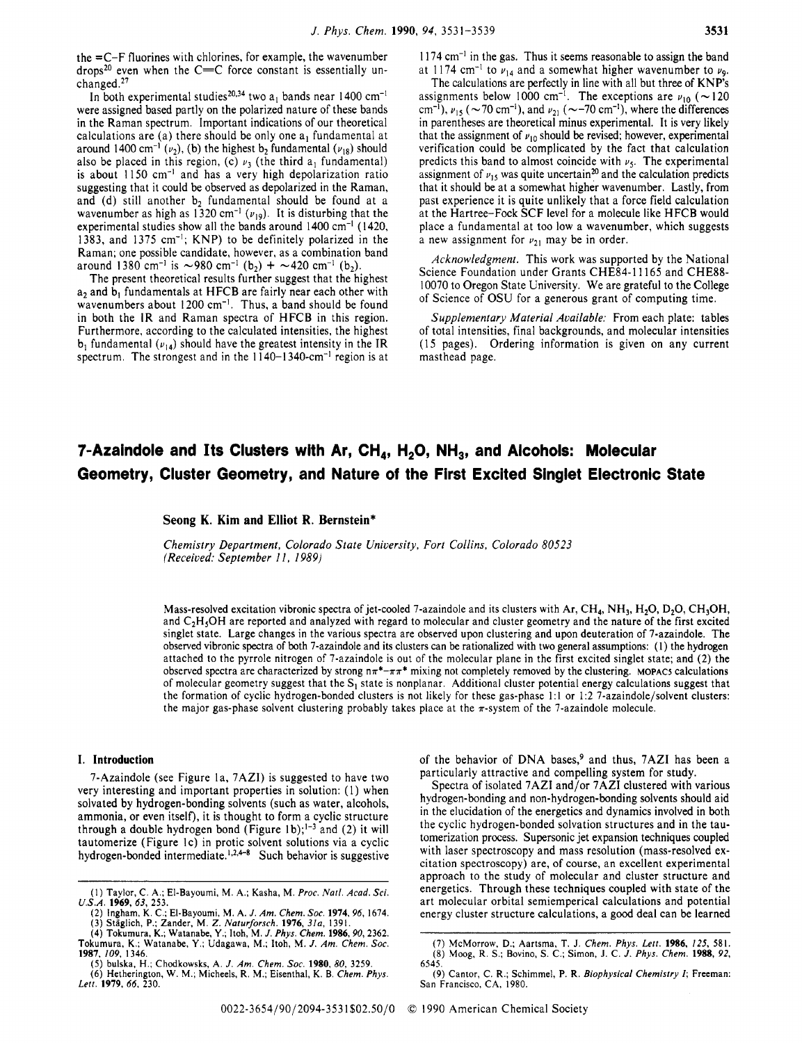the =C–F fluorines with chlorines, for example, the wavenumber drops[20] even when the C=C force constant is essentially unchanged.[27]

In both experimental studies[20,34] two $a_1$ bands near 1400 $cm^{-1}$ were assigned based partly on the polarized nature of these bands in the Raman spectrum. Important indications of our theoretical calculations are (a) there should be only one $a_1$ fundamental at around 1400 $cm^{-1}$ ($\nu_2$), (b) the highest $b_2$ fundamental ($\nu_{18}$) should also be placed in this region, (c) $\nu_3$ (the third $a_1$ fundamental) is about 1150 $cm^{-1}$ and has a very high depolarization ratio suggesting that it could be observed as depolarized in the Raman, and (d) still another $b_2$ fundamental should be found at a wavenumber as high as 1320 $cm^{-1}$ ($\nu_{19}$). It is disturbing that the experimental studies show all the bands around 1400 $cm^{-1}$ (1420, 1383, and 1375 $cm^{-1}$; KNP) to be definitely polarized in the Raman; one possible candidate, however, as a combination band around 1380 $cm^{-1}$ is ~980 $cm^{-1}$ ($b_2$) + ~420 $cm^{-1}$ ($b_2$).

The present theoretical results further suggest that the highest $a_2$ and $b_1$ fundamentals at HFCB are fairly near each other with wavenumbers about 1200 $cm^{-1}$. Thus, a band should be found in both the IR and Raman spectra of HFCB in this region. Furthermore, according to the calculated intensities, the highest $b_1$ fundamental ($\nu_{14}$) should have the greatest intensity in the IR spectrum. The strongest and in the 1140–1340-$cm^{-1}$ region is at 1174 $cm^{-1}$ in the gas. Thus it seems reasonable to assign the band at 1174 $cm^{-1}$ to $\nu_{14}$ and a somewhat higher wavenumber to $\nu_9$.

The calculations are perfectly in line with all but three of KNP's assignments below 1000 $cm^{-1}$. The exceptions are $\nu_{10}$ (~120 $cm^{-1}$), $\nu_{15}$ (~70 $cm^{-1}$), and $\nu_{21}$ (~–70 $cm^{-1}$), where the differences in parentheses are theoretical minus experimental. It is very likely that the assignment of $\nu_{10}$ should be revised; however, experimental verification could be complicated by the fact that calculation predicts this band to almost coincide with $\nu_5$. The experimental assignment of $\nu_{15}$ was quite uncertain[20] and the calculation predicts that it should be at a somewhat higher wavenumber. Lastly, from past experience it is quite unlikely that a force field calculation at the Hartree–Fock SCF level for a molecule like HFCB would place a fundamental at too low a wavenumber, which suggests a new assignment for $\nu_{21}$ may be in order.

*Acknowledgment.* This work was supported by the National Science Foundation under Grants CHE84-11165 and CHE88-10070 to Oregon State University. We are grateful to the College of Science of OSU for a generous grant of computing time.

*Supplementary Material Available:* From each plate: tables of total intensities, final backgrounds, and molecular intensities (15 pages). Ordering information is given on any current masthead page.

# 7-Azaindole and Its Clusters with Ar, $CH_4$, $H_2O$, $NH_3$, and Alcohols: Molecular Geometry, Cluster Geometry, and Nature of the First Excited Singlet Electronic State

**Seong K. Kim and Elliot R. Bernstein***

*Chemistry Department, Colorado State University, Fort Collins, Colorado 80523 (Received: September 11, 1989)*

Mass-resolved excitation vibronic spectra of jet-cooled 7-azaindole and its clusters with Ar, $CH_4$, $NH_3$, $H_2O$, $D_2O$, $CH_3OH$, and $C_2H_5OH$ are reported and analyzed with regard to molecular and cluster geometry and the nature of the first excited singlet state. Large changes in the various spectra are observed upon clustering and upon deuteration of 7-azaindole. The observed vibronic spectra of both 7-azaindole and its clusters can be rationalized with two general assumptions: (1) the hydrogen attached to the pyrrole nitrogen of 7-azaindole is out of the molecular plane in the first excited singlet state; and (2) the observed spectra are characterized by strong $n\pi^*$–$\pi\pi^*$ mixing not completely removed by the clustering. MOPAC5 calculations of molecular geometry suggest that the $S_1$ state is nonplanar. Additional cluster potential energy calculations suggest that the formation of cyclic hydrogen-bonded clusters is not likely for these gas-phase 1:1 or 1:2 7-azaindole/solvent clusters: the major gas-phase solvent clustering probably takes place at the $\pi$-system of the 7-azaindole molecule.

## I. Introduction

7-Azaindole (see Figure 1a, 7AZI) is suggested to have two very interesting and important properties in solution: (1) when solvated by hydrogen-bonding solvents (such as water, alcohols, ammonia, or even itself), it is thought to form a cyclic structure through a double hydrogen bond (Figure 1b);[1-3] and (2) it will tautomerize (Figure 1c) in protic solvent solutions via a cyclic hydrogen-bonded intermediate.[1,2,4-8] Such behavior is suggestive of the behavior of DNA bases,[9] and thus, 7AZI has been a particularly attractive and compelling system for study.

Spectra of isolated 7AZI and/or 7AZI clustered with various hydrogen-bonding and non-hydrogen-bonding solvents should aid in the elucidation of the energetics and dynamics involved in both the cyclic hydrogen-bonded solvation structures and in the tautomerization process. Supersonic jet expansion techniques coupled with laser spectroscopy and mass resolution (mass-resolved excitation spectroscopy) are, of course, an excellent experimental approach to the study of molecular and cluster structure and energetics. Through these techniques coupled with state of the art molecular orbital semiempirical calculations and potential energy cluster structure calculations, a good deal can be learned

(1) Taylor, C. A.; El-Bayoumi, M. A.; Kasha, M. *Proc. Natl. Acad. Sci. U.S.A.* **1969**, *63*, 253.
(2) Ingham, K. C.; El-Bayoumi, M. A. *J. Am. Chem. Soc.* **1974**, *96*, 1674.
(3) Stäglich, P.; Zander, M. Z. *Naturforsch.* **1976**, *31a*, 1391.
(4) Tokumura, K.; Watanabe, Y.; Itoh, M. *J. Phys. Chem.* **1986**, *90*, 2362. Tokumura, K.; Watanabe, Y.; Udagawa, M.; Itoh, M. *J. Am. Chem. Soc.* **1987**, *109*, 1346.
(5) bulska, H.; Chodkowsks, A. *J. Am. Chem. Soc.* **1980**, *80*, 3259.
(6) Hetherington, W. M.; Micheels, R. M.; Eisenthal, K. B. *Chem. Phys. Lett.* **1979**, *66*, 230.
(7) McMorrow, D.; Aartsma, T. J. *Chem. Phys. Lett.* **1986**, *125*, 581.
(8) Moog, R. S.; Bovino, S. C.; Simon, J. C. *J. Phys. Chem.* **1988**, *92*, 6545.
(9) Cantor, C. R.; Schimmel, P. R. *Biophysical Chemistry I*; Freeman: San Francisco, CA, 1980.

0022-3654/90/2094-3531$02.50/0 © 1990 American Chemical Society